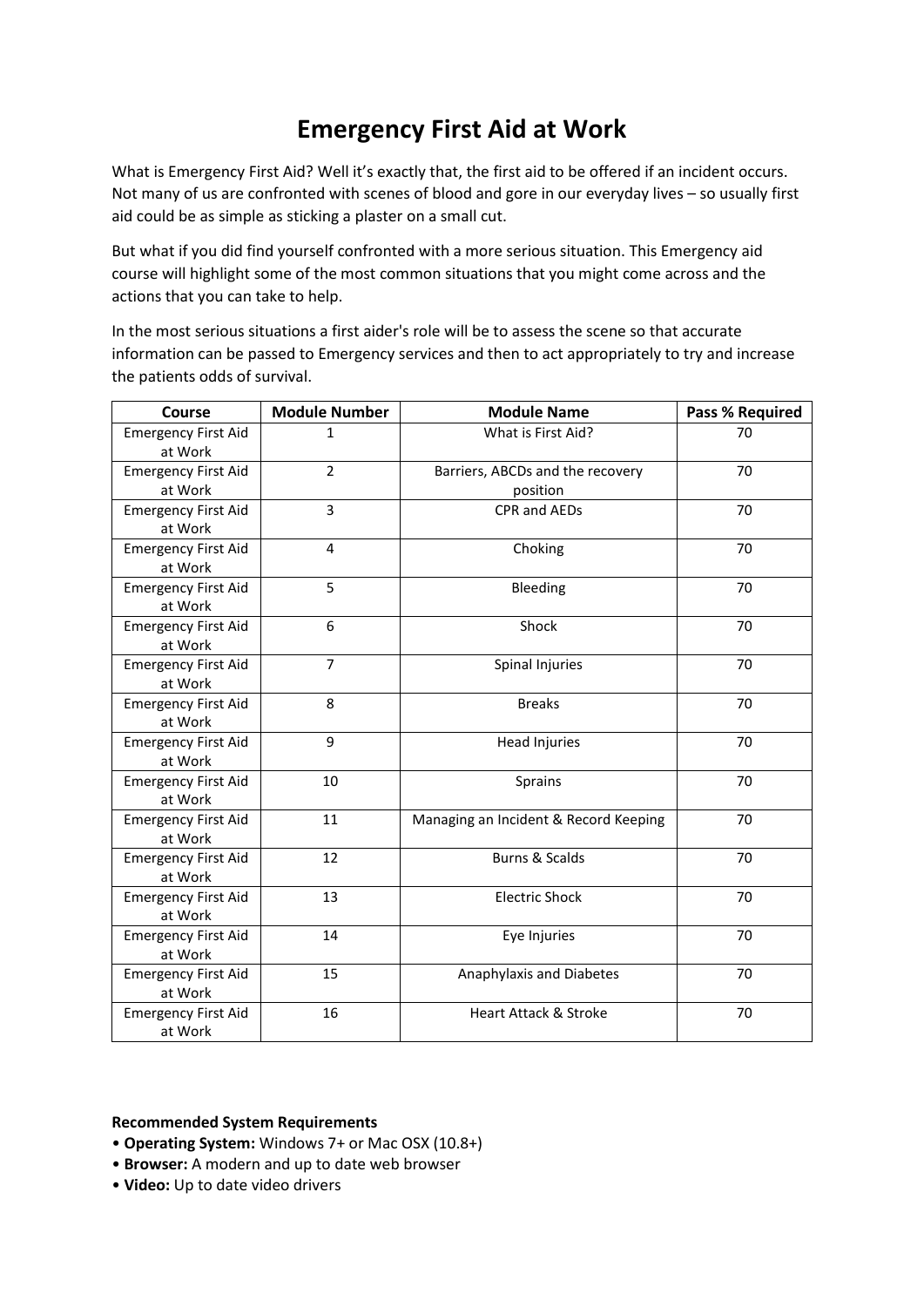# Emergency First Aid at Work

What is Emergency First Aid? Well it's exactly that, the first aid to be offered if an incident occurs. Not many of us are confronted with scenes of blood and gore in our everyday lives – so usually first aid could be as simple as sticking a plaster on a small cut.

But what if you did find yourself confronted with a more serious situation. This Emergency aid course will highlight some of the most common situations that you might come across and the actions that you can take to help.

In the most serious situations a first aider's role will be to assess the scene so that accurate information can be passed to Emergency services and then to act appropriately to try and increase the patients odds of survival.

| Course | Module Number | Module Name | Pass % Required |
|---|---|---|---|
| Emergency First Aid at Work | 1 | What is First Aid? | 70 |
| Emergency First Aid at Work | 2 | Barriers, ABCDs and the recovery position | 70 |
| Emergency First Aid at Work | 3 | CPR and AEDs | 70 |
| Emergency First Aid at Work | 4 | Choking | 70 |
| Emergency First Aid at Work | 5 | Bleeding | 70 |
| Emergency First Aid at Work | 6 | Shock | 70 |
| Emergency First Aid at Work | 7 | Spinal Injuries | 70 |
| Emergency First Aid at Work | 8 | Breaks | 70 |
| Emergency First Aid at Work | 9 | Head Injuries | 70 |
| Emergency First Aid at Work | 10 | Sprains | 70 |
| Emergency First Aid at Work | 11 | Managing an Incident & Record Keeping | 70 |
| Emergency First Aid at Work | 12 | Burns & Scalds | 70 |
| Emergency First Aid at Work | 13 | Electric Shock | 70 |
| Emergency First Aid at Work | 14 | Eye Injuries | 70 |
| Emergency First Aid at Work | 15 | Anaphylaxis and Diabetes | 70 |
| Emergency First Aid at Work | 16 | Heart Attack & Stroke | 70 |

**Recommended System Requirements**

- **Operating System:** Windows 7+ or Mac OSX (10.8+)
- **Browser:** A modern and up to date web browser
- **Video:** Up to date video drivers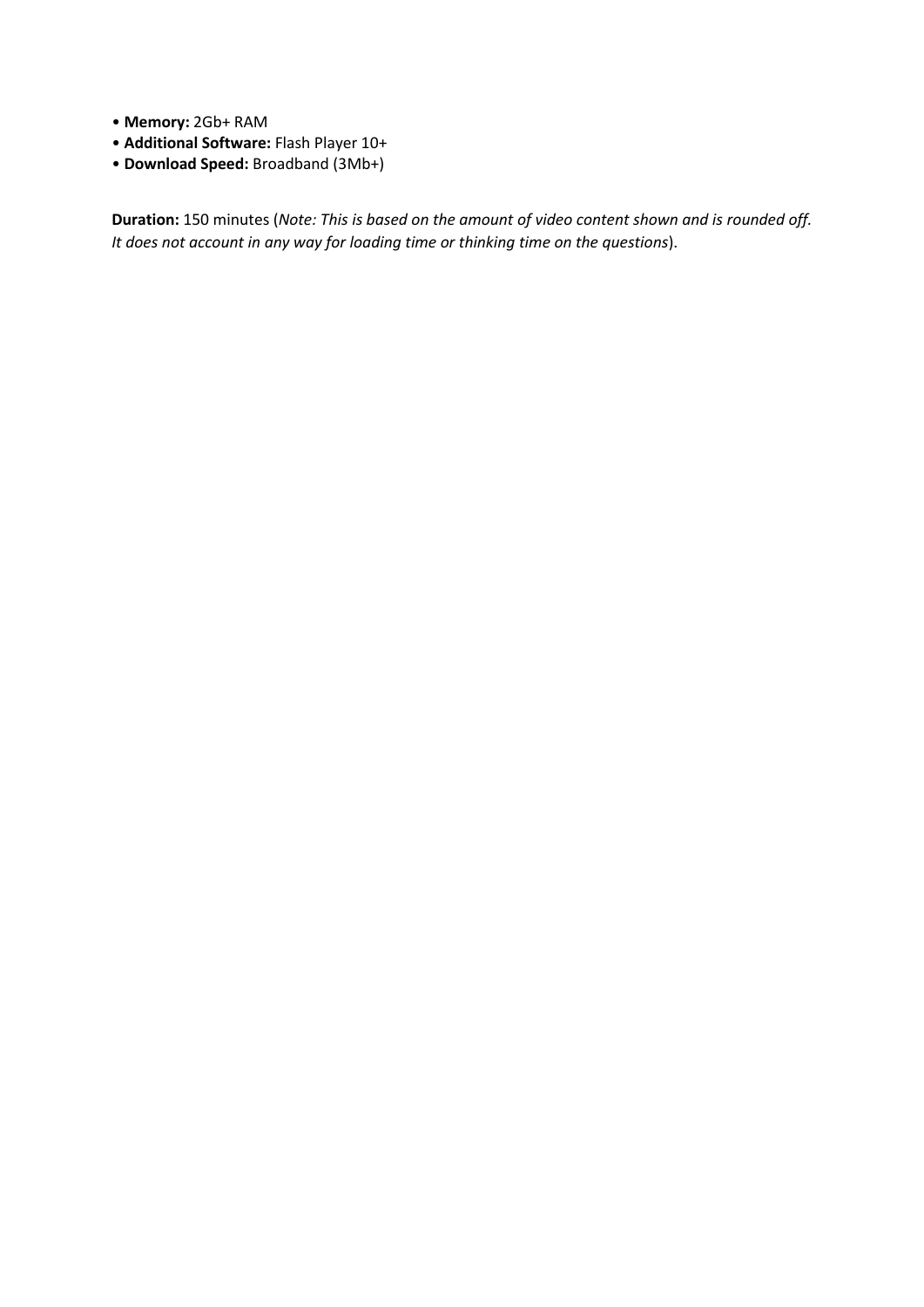- **Memory:** 2Gb+ RAM
- **Additional Software:** Flash Player 10+
- **Download Speed:** Broadband (3Mb+)

**Duration:** 150 minutes (*Note: This is based on the amount of video content shown and is rounded off. It does not account in any way for loading time or thinking time on the questions*).